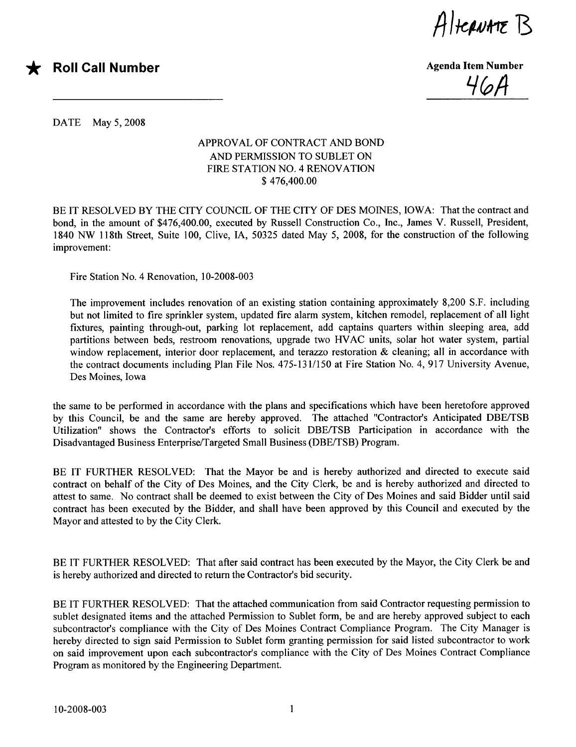Alternate B

★ **Roll Call Number**

**Agenda Item Number**

46A

DATE May 5, 2008

APPROVAL OF CONTRACT AND BOND
AND PERMISSION TO SUBLET ON
FIRE STATION NO. 4 RENOVATION
$ 476,400.00

BE IT RESOLVED BY THE CITY COUNCIL OF THE CITY OF DES MOINES, IOWA: That the contract and bond, in the amount of $476,400.00, executed by Russell Construction Co., Inc., James V. Russell, President, 1840 NW 118th Street, Suite 100, Clive, IA, 50325 dated May 5, 2008, for the construction of the following improvement:

Fire Station No. 4 Renovation, 10-2008-003

The improvement includes renovation of an existing station containing approximately 8,200 S.F. including but not limited to fire sprinkler system, updated fire alarm system, kitchen remodel, replacement of all light fixtures, painting through-out, parking lot replacement, add captains quarters within sleeping area, add partitions between beds, restroom renovations, upgrade two HVAC units, solar hot water system, partial window replacement, interior door replacement, and terazzo restoration & cleaning; all in accordance with the contract documents including Plan File Nos. 475-131/150 at Fire Station No. 4, 917 University Avenue, Des Moines, Iowa

the same to be performed in accordance with the plans and specifications which have been heretofore approved by this Council, be and the same are hereby approved. The attached "Contractor's Anticipated DBE/TSB Utilization" shows the Contractor's efforts to solicit DBE/TSB Participation in accordance with the Disadvantaged Business Enterprise/Targeted Small Business (DBE/TSB) Program.

BE IT FURTHER RESOLVED: That the Mayor be and is hereby authorized and directed to execute said contract on behalf of the City of Des Moines, and the City Clerk, be and is hereby authorized and directed to attest to same. No contract shall be deemed to exist between the City of Des Moines and said Bidder until said contract has been executed by the Bidder, and shall have been approved by this Council and executed by the Mayor and attested to by the City Clerk.

BE IT FURTHER RESOLVED: That after said contract has been executed by the Mayor, the City Clerk be and is hereby authorized and directed to return the Contractor's bid security.

BE IT FURTHER RESOLVED: That the attached communication from said Contractor requesting permission to sublet designated items and the attached Permission to Sublet form, be and are hereby approved subject to each subcontractor's compliance with the City of Des Moines Contract Compliance Program. The City Manager is hereby directed to sign said Permission to Sublet form granting permission for said listed subcontractor to work on said improvement upon each subcontractor's compliance with the City of Des Moines Contract Compliance Program as monitored by the Engineering Department.

10-2008-003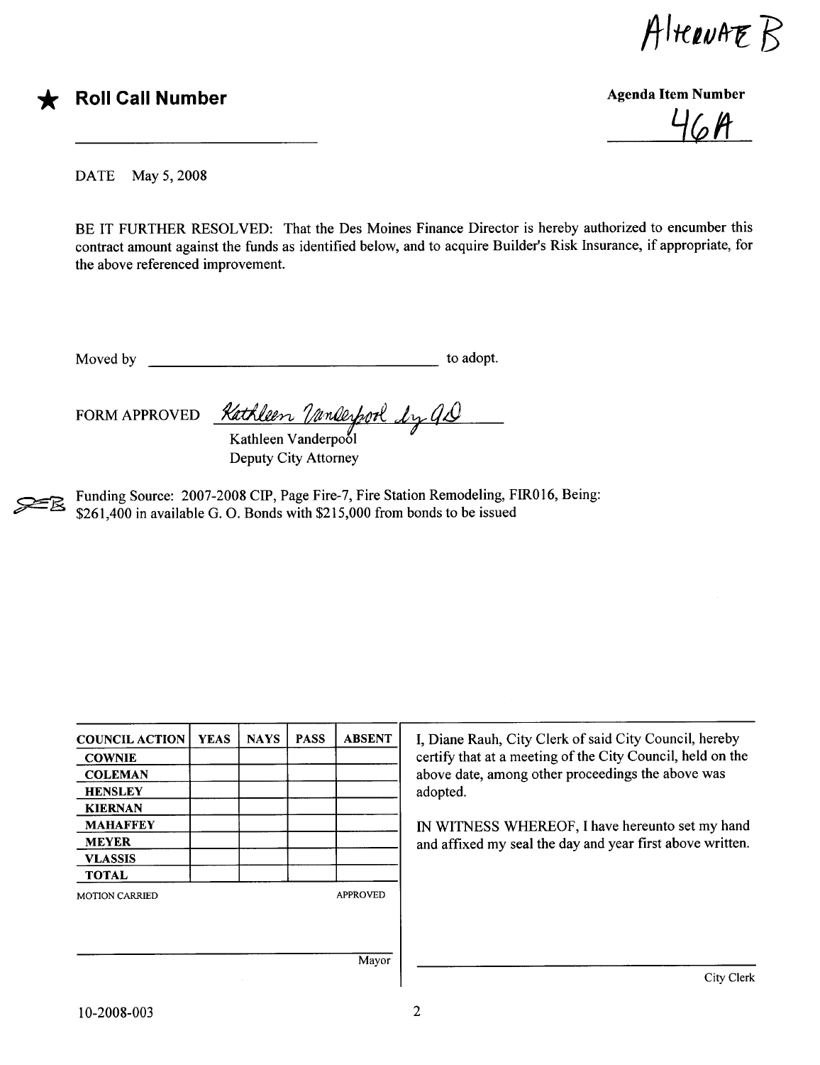Alternate B

★ **Roll Call Number**

**Agenda Item Number**

46A

DATE May 5, 2008

BE IT FURTHER RESOLVED: That the Des Moines Finance Director is hereby authorized to encumber this contract amount against the funds as identified below, and to acquire Builder's Risk Insurance, if appropriate, for the above referenced improvement.

Moved by ______________________________ to adopt.

FORM APPROVED *Kathleen Vanderpool by QD*
Kathleen Vanderpool
Deputy City Attorney

Funding Source: 2007-2008 CIP, Page Fire-7, Fire Station Remodeling, FIR016, Being: $261,400 in available G. O. Bonds with $215,000 from bonds to be issued

| COUNCIL ACTION | YEAS | NAYS | PASS | ABSENT |
|---|---|---|---|---|
| COWNIE | | | | |
| COLEMAN | | | | |
| HENSLEY | | | | |
| KIERNAN | | | | |
| MAHAFFEY | | | | |
| MEYER | | | | |
| VLASSIS | | | | |
| TOTAL | | | | |

MOTION CARRIED APPROVED

______________________________ Mayor

I, Diane Rauh, City Clerk of said City Council, hereby certify that at a meeting of the City Council, held on the above date, among other proceedings the above was adopted.

IN WITNESS WHEREOF, I have hereunto set my hand and affixed my seal the day and year first above written.

______________________________ City Clerk

10-2008-003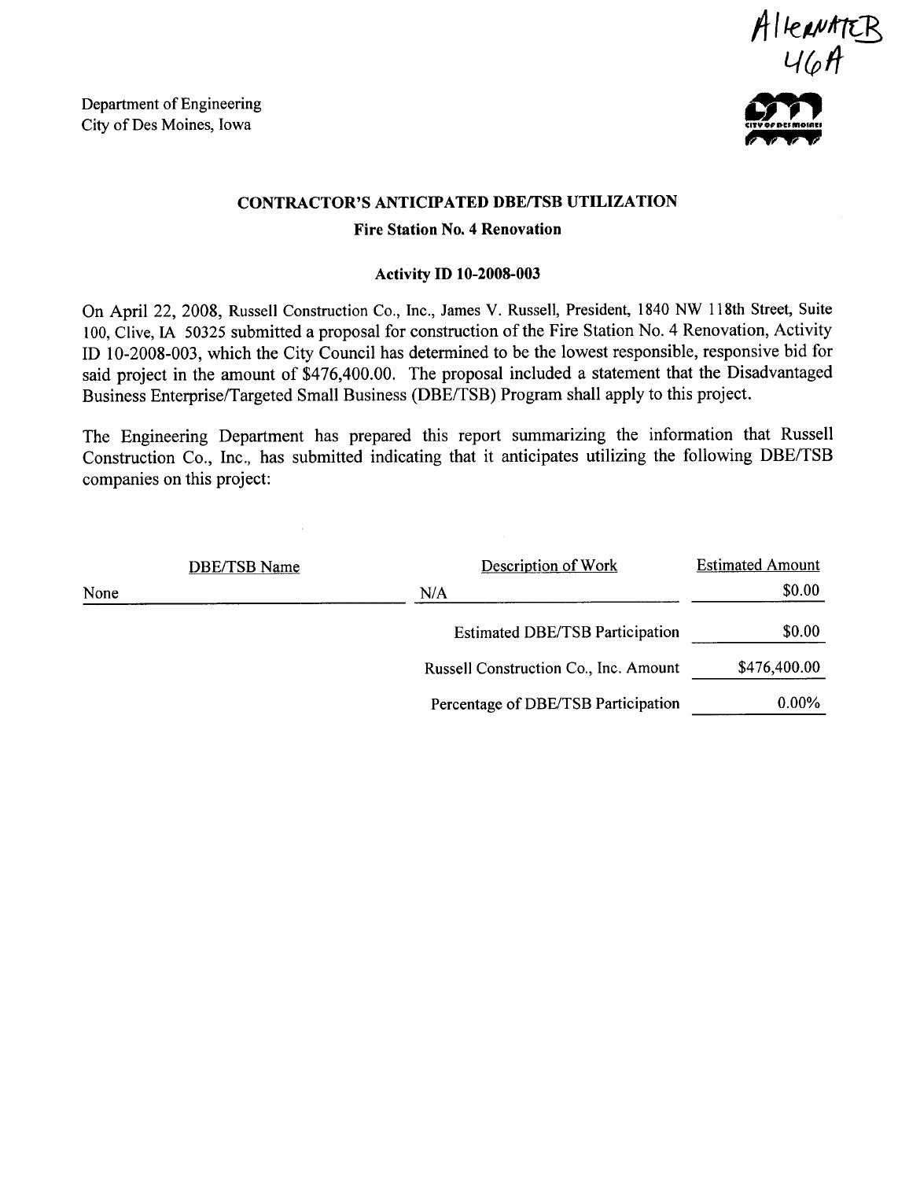Alternate B
46A

Department of Engineering
City of Des Moines, Iowa

## CONTRACTOR'S ANTICIPATED DBE/TSB UTILIZATION

### Fire Station No. 4 Renovation

### Activity ID 10-2008-003

On April 22, 2008, Russell Construction Co., Inc., James V. Russell, President, 1840 NW 118th Street, Suite 100, Clive, IA 50325 submitted a proposal for construction of the Fire Station No. 4 Renovation, Activity ID 10-2008-003, which the City Council has determined to be the lowest responsible, responsive bid for said project in the amount of $476,400.00. The proposal included a statement that the Disadvantaged Business Enterprise/Targeted Small Business (DBE/TSB) Program shall apply to this project.

The Engineering Department has prepared this report summarizing the information that Russell Construction Co., Inc., has submitted indicating that it anticipates utilizing the following DBE/TSB companies on this project:

| DBE/TSB Name | Description of Work | Estimated Amount |
|---|---|---|
| None | N/A | $0.00 |
| | Estimated DBE/TSB Participation | $0.00 |
| | Russell Construction Co., Inc. Amount | $476,400.00 |
| | Percentage of DBE/TSB Participation | 0.00% |